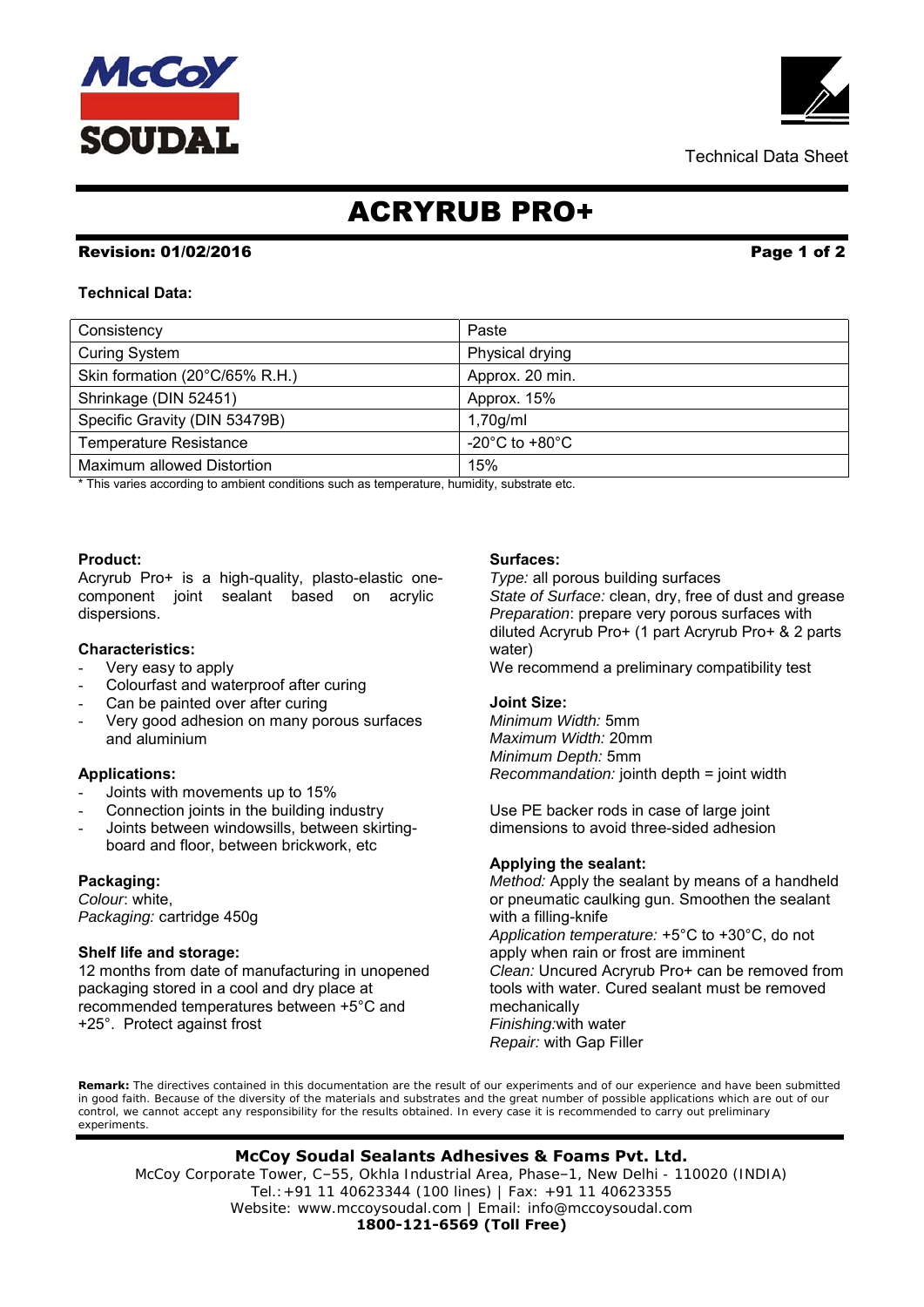Technical Data Sheet

# ACRYRUB PRO+

**Revision: 01/02/2016**

**Technical Data:**

| Consistency | Paste |
|---|---|
| Curing System | Physical drying |
| Skin formation (20°C/65% R.H.) | Approx. 20 min. |
| Shrinkage (DIN 52451) | Approx. 15% |
| Specific Gravity (DIN 53479B) | 1,70g/ml |
| Temperature Resistance | -20°C to +80°C |
| Maximum allowed Distortion | 15% |

* This varies according to ambient conditions such as temperature, humidity, substrate etc.

**Product:**
Acryrub Pro+ is a high-quality, plasto-elastic one-component joint sealant based on acrylic dispersions.

**Characteristics:**

- Very easy to apply
- Colourfast and waterproof after curing
- Can be painted over after curing
- Very good adhesion on many porous surfaces and aluminium

**Applications:**

- Joints with movements up to 15%
- Connection joints in the building industry
- Joints between windowsills, between skirting-board and floor, between brickwork, etc

**Packaging:**
*Colour*: white,
*Packaging:* cartridge 450g

**Shelf life and storage:**
12 months from date of manufacturing in unopened packaging stored in a cool and dry place at recommended temperatures between +5°C and +25°. Protect against frost

**Surfaces:**
*Type:* all porous building surfaces
*State of Surface:* clean, dry, free of dust and grease
*Preparation*: prepare very porous surfaces with diluted Acryrub Pro+ (1 part Acryrub Pro+ & 2 parts water)
We recommend a preliminary compatibility test

**Joint Size:**
*Minimum Width:* 5mm
*Maximum Width:* 20mm
*Minimum Depth:* 5mm
*Recommandation:* jointh depth = joint width

Use PE backer rods in case of large joint dimensions to avoid three-sided adhesion

**Applying the sealant:**
*Method:* Apply the sealant by means of a handheld or pneumatic caulking gun. Smoothen the sealant with a filling-knife
*Application temperature:* +5°C to +30°C, do not apply when rain or frost are imminent
*Clean:* Uncured Acryrub Pro+ can be removed from tools with water. Cured sealant must be removed mechanically
*Finishing:*with water
*Repair:* with Gap Filler

**Remark:** The directives contained in this documentation are the result of our experiments and of our experience and have been submitted in good faith. Because of the diversity of the materials and substrates and the great number of possible applications which are out of our control, we cannot accept any responsibility for the results obtained. In every case it is recommended to carry out preliminary experiments.

**McCoy Soudal Sealants Adhesives & Foams Pvt. Ltd.**
McCoy Corporate Tower, C–55, Okhla Industrial Area, Phase–1, New Delhi - 110020 (INDIA)
Tel.:+91 11 40623344 (100 lines) | Fax: +91 11 40623355
Website: www.mccoysoudal.com | Email: info@mccoysoudal.com
**1800-121-6569 (Toll Free)**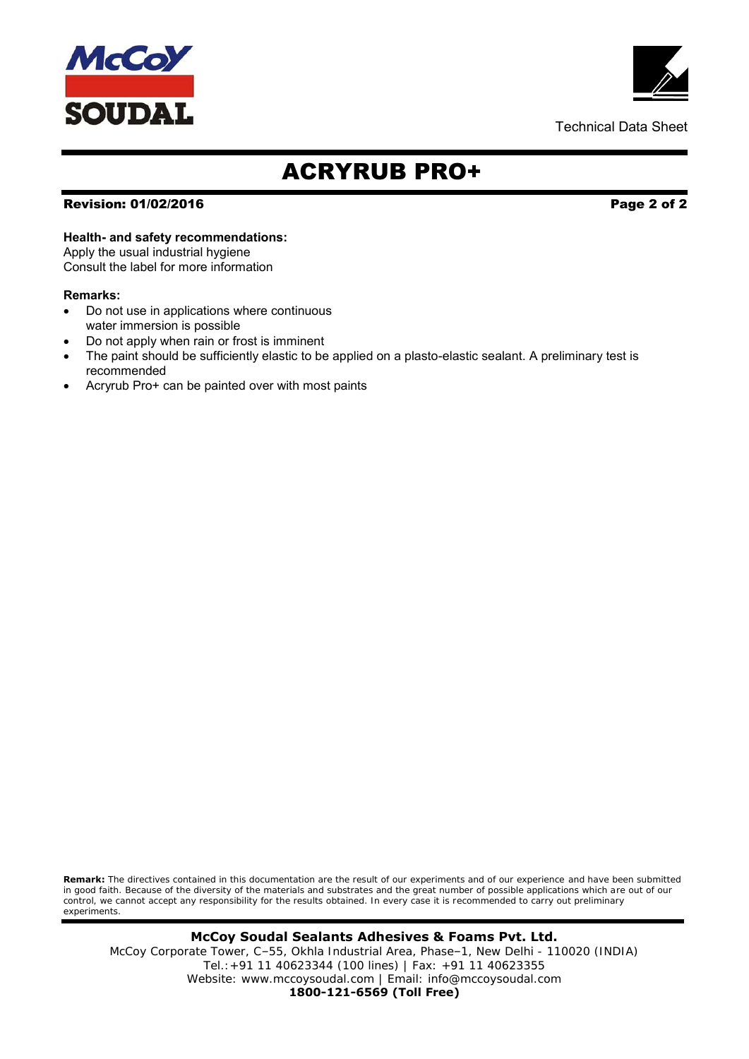**Health- and safety recommendations:**
Apply the usual industrial hygiene
Consult the label for more information

**Remarks:**

- Do not use in applications where continuous water immersion is possible
- Do not apply when rain or frost is imminent
- The paint should be sufficiently elastic to be applied on a plasto-elastic sealant. A preliminary test is recommended
- Acryrub Pro+ can be painted over with most paints

**Remark:** The directives contained in this documentation are the result of our experiments and of our experience and have been submitted in good faith. Because of the diversity of the materials and substrates and the great number of possible applications which are out of our control, we cannot accept any responsibility for the results obtained. In every case it is recommended to carry out preliminary experiments.

**McCoy Soudal Sealants Adhesives & Foams Pvt. Ltd.**
McCoy Corporate Tower, C–55, Okhla Industrial Area, Phase–1, New Delhi - 110020 (INDIA)
Tel.:+91 11 40623344 (100 lines) | Fax: +91 11 40623355
Website: www.mccoysoudal.com | Email: info@mccoysoudal.com
**1800-121-6569 (Toll Free)**